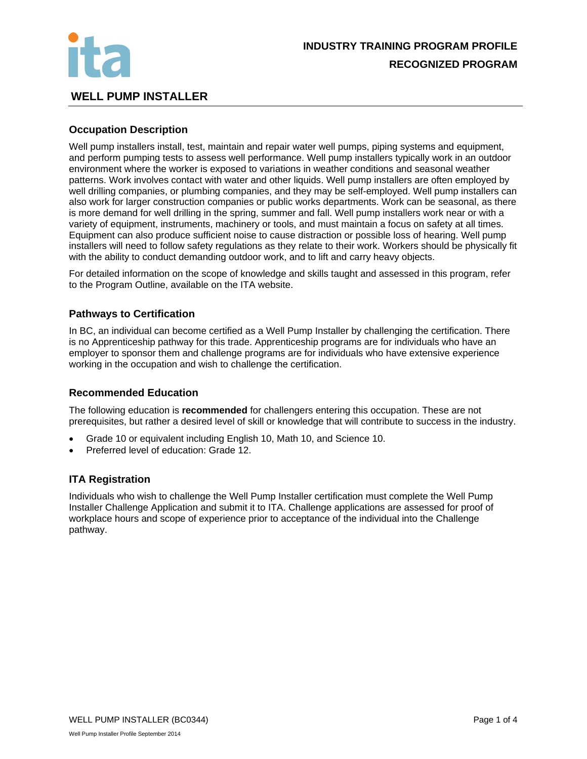INDUSTRY TRAINING PROGRAM PROFILE

RECOGNIZED PROGRAM

# WELL PUMP INSTALLER

## Occupation Description

Well pump installers install, test, maintain and repair water well pumps, piping systems and equipment, and perform pumping tests to assess well performance. Well pump installers typically work in an outdoor environment where the worker is exposed to variations in weather conditions and seasonal weather patterns. Work involves contact with water and other liquids. Well pump installers are often employed by well drilling companies, or plumbing companies, and they may be self-employed. Well pump installers can also work for larger construction companies or public works departments. Work can be seasonal, as there is more demand for well drilling in the spring, summer and fall. Well pump installers work near or with a variety of equipment, instruments, machinery or tools, and must maintain a focus on safety at all times. Equipment can also produce sufficient noise to cause distraction or possible loss of hearing. Well pump installers will need to follow safety regulations as they relate to their work. Workers should be physically fit with the ability to conduct demanding outdoor work, and to lift and carry heavy objects.

For detailed information on the scope of knowledge and skills taught and assessed in this program, refer to the Program Outline, available on the ITA website.

## Pathways to Certification

In BC, an individual can become certified as a Well Pump Installer by challenging the certification. There is no Apprenticeship pathway for this trade. Apprenticeship programs are for individuals who have an employer to sponsor them and challenge programs are for individuals who have extensive experience working in the occupation and wish to challenge the certification.

## Recommended Education

The following education is **recommended** for challengers entering this occupation. These are not prerequisites, but rather a desired level of skill or knowledge that will contribute to success in the industry.

- Grade 10 or equivalent including English 10, Math 10, and Science 10.
- Preferred level of education: Grade 12.

## ITA Registration

Individuals who wish to challenge the Well Pump Installer certification must complete the Well Pump Installer Challenge Application and submit it to ITA. Challenge applications are assessed for proof of workplace hours and scope of experience prior to acceptance of the individual into the Challenge pathway.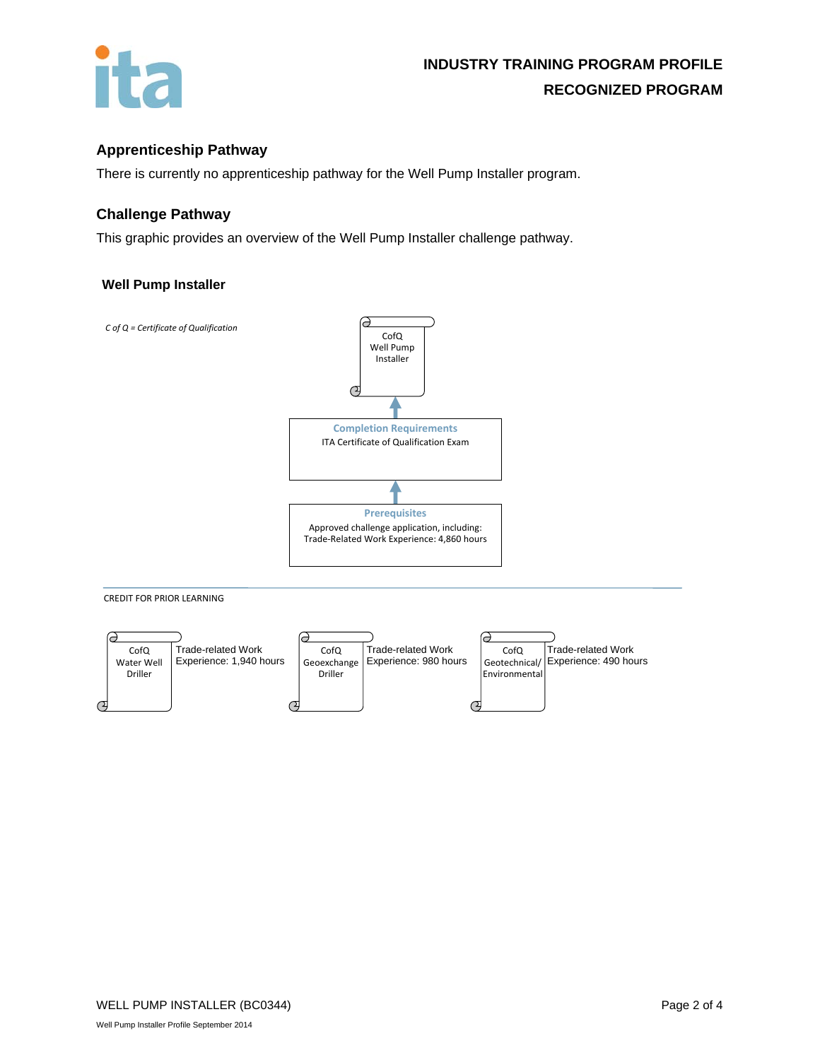## Apprenticeship Pathway

There is currently no apprenticeship pathway for the Well Pump Installer program.

## Challenge Pathway

This graphic provides an overview of the Well Pump Installer challenge pathway.

### Well Pump Installer

*C of Q = Certificate of Qualification*

CofQ Well Pump Installer

↑

**Completion Requirements**
ITA Certificate of Qualification Exam

↑

**Prerequisites**
Approved challenge application, including:
Trade-Related Work Experience: 4,860 hours

CREDIT FOR PRIOR LEARNING

| Certificate | Credit |
|---|---|
| CofQ Water Well Driller | Trade-related Work Experience: 1,940 hours |
| CofQ Geoexchange Driller | Trade-related Work Experience: 980 hours |
| CofQ Geotechnical/ Environmental | Trade-related Work Experience: 490 hours |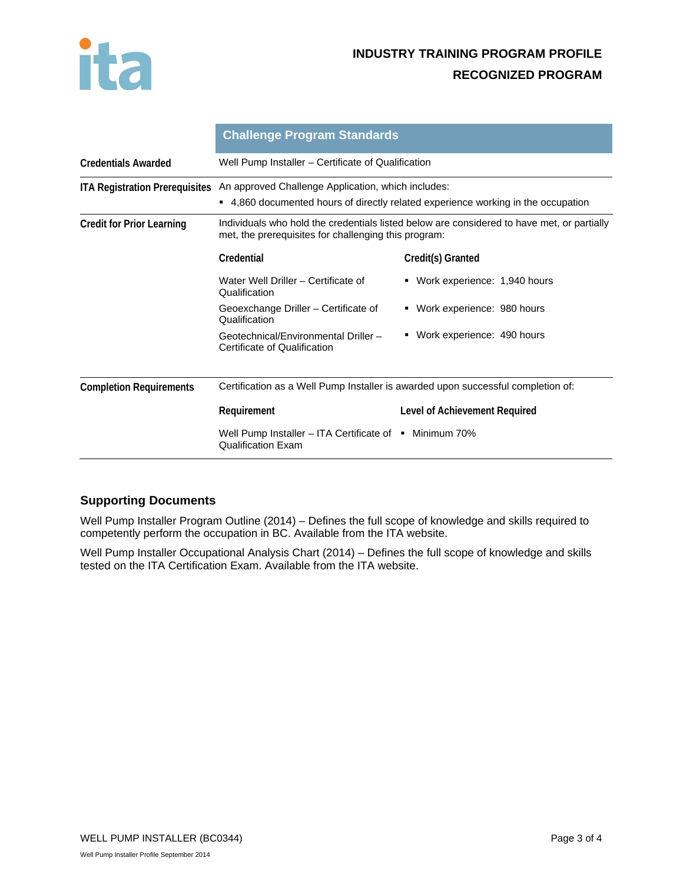# INDUSTRY TRAINING PROGRAM PROFILE

## RECOGNIZED PROGRAM

## Challenge Program Standards

**Credentials Awarded**

Well Pump Installer – Certificate of Qualification

**ITA Registration Prerequisites**

An approved Challenge Application, which includes:

- 4,860 documented hours of directly related experience working in the occupation

**Credit for Prior Learning**

Individuals who hold the credentials listed below are considered to have met, or partially met, the prerequisites for challenging this program:

| Credential | Credit(s) Granted |
|---|---|
| Water Well Driller – Certificate of Qualification | Work experience: 1,940 hours |
| Geoexchange Driller – Certificate of Qualification | Work experience: 980 hours |
| Geotechnical/Environmental Driller – Certificate of Qualification | Work experience: 490 hours |

**Completion Requirements**

Certification as a Well Pump Installer is awarded upon successful completion of:

| Requirement | Level of Achievement Required |
|---|---|
| Well Pump Installer – ITA Certificate of Qualification Exam | Minimum 70% |

### Supporting Documents

Well Pump Installer Program Outline (2014) – Defines the full scope of knowledge and skills required to competently perform the occupation in BC. Available from the ITA website.

Well Pump Installer Occupational Analysis Chart (2014) – Defines the full scope of knowledge and skills tested on the ITA Certification Exam. Available from the ITA website.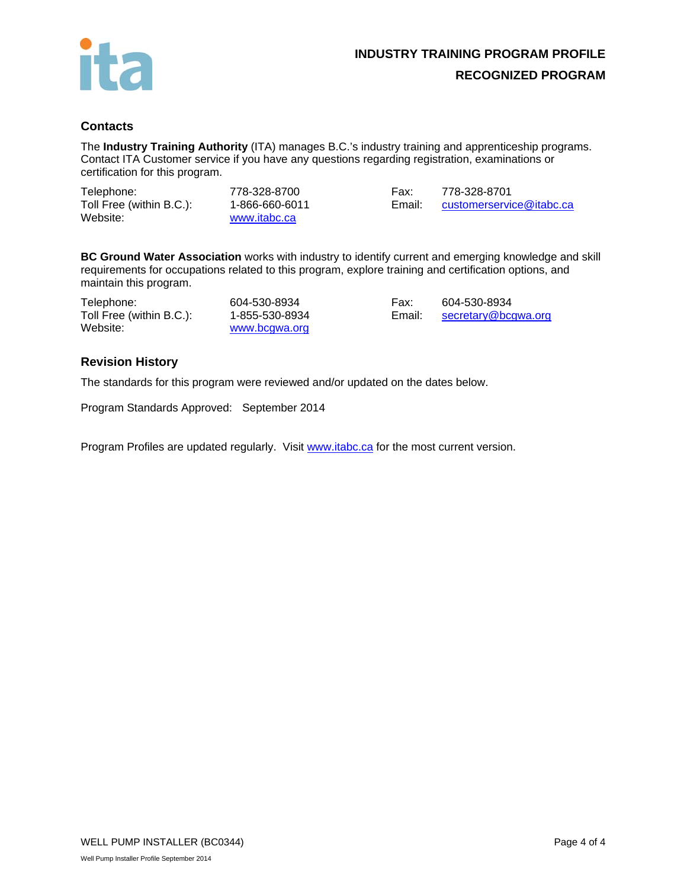**INDUSTRY TRAINING PROGRAM PROFILE**

**RECOGNIZED PROGRAM**

## Contacts

The **Industry Training Authority** (ITA) manages B.C.'s industry training and apprenticeship programs. Contact ITA Customer service if you have any questions regarding registration, examinations or certification for this program.

| | | | |
|---|---|---|---|
| Telephone: | 778-328-8700 | Fax: | 778-328-8701 |
| Toll Free (within B.C.): | 1-866-660-6011 | Email: | customerservice@itabc.ca |
| Website: | www.itabc.ca | | |

**BC Ground Water Association** works with industry to identify current and emerging knowledge and skill requirements for occupations related to this program, explore training and certification options, and maintain this program.

| | | | |
|---|---|---|---|
| Telephone: | 604-530-8934 | Fax: | 604-530-8934 |
| Toll Free (within B.C.): | 1-855-530-8934 | Email: | secretary@bcgwa.org |
| Website: | www.bcgwa.org | | |

## Revision History

The standards for this program were reviewed and/or updated on the dates below.

Program Standards Approved: September 2014

Program Profiles are updated regularly. Visit www.itabc.ca for the most current version.